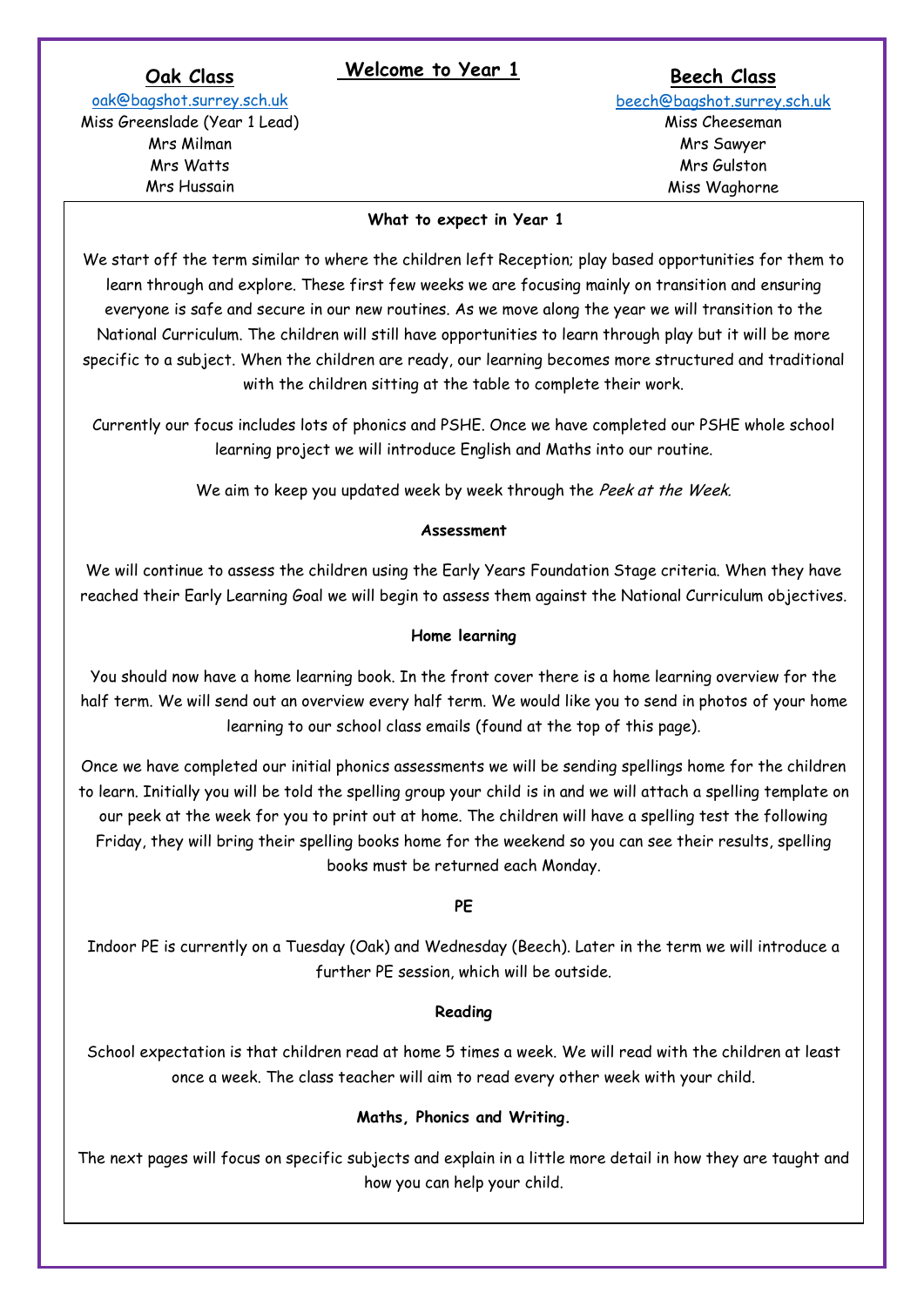# Welcome to Year 1

## Oak Class

oak@bagshot.surrey.sch.uk

Miss Greenslade (Year 1 Lead)
Mrs Milman
Mrs Watts
Mrs Hussain

## Beech Class

beech@bagshot.surrey.sch.uk

Miss Cheeseman
Mrs Sawyer
Mrs Gulston
Miss Waghorne

### What to expect in Year 1

We start off the term similar to where the children left Reception; play based opportunities for them to learn through and explore. These first few weeks we are focusing mainly on transition and ensuring everyone is safe and secure in our new routines. As we move along the year we will transition to the National Curriculum. The children will still have opportunities to learn through play but it will be more specific to a subject. When the children are ready, our learning becomes more structured and traditional with the children sitting at the table to complete their work.

Currently our focus includes lots of phonics and PSHE. Once we have completed our PSHE whole school learning project we will introduce English and Maths into our routine.

We aim to keep you updated week by week through the *Peek at the Week.*

### Assessment

We will continue to assess the children using the Early Years Foundation Stage criteria. When they have reached their Early Learning Goal we will begin to assess them against the National Curriculum objectives.

### Home learning

You should now have a home learning book. In the front cover there is a home learning overview for the half term. We will send out an overview every half term. We would like you to send in photos of your home learning to our school class emails (found at the top of this page).

Once we have completed our initial phonics assessments we will be sending spellings home for the children to learn. Initially you will be told the spelling group your child is in and we will attach a spelling template on our peek at the week for you to print out at home. The children will have a spelling test the following Friday, they will bring their spelling books home for the weekend so you can see their results, spelling books must be returned each Monday.

### PE

Indoor PE is currently on a Tuesday (Oak) and Wednesday (Beech). Later in the term we will introduce a further PE session, which will be outside.

### Reading

School expectation is that children read at home 5 times a week. We will read with the children at least once a week. The class teacher will aim to read every other week with your child.

### Maths, Phonics and Writing.

The next pages will focus on specific subjects and explain in a little more detail in how they are taught and how you can help your child.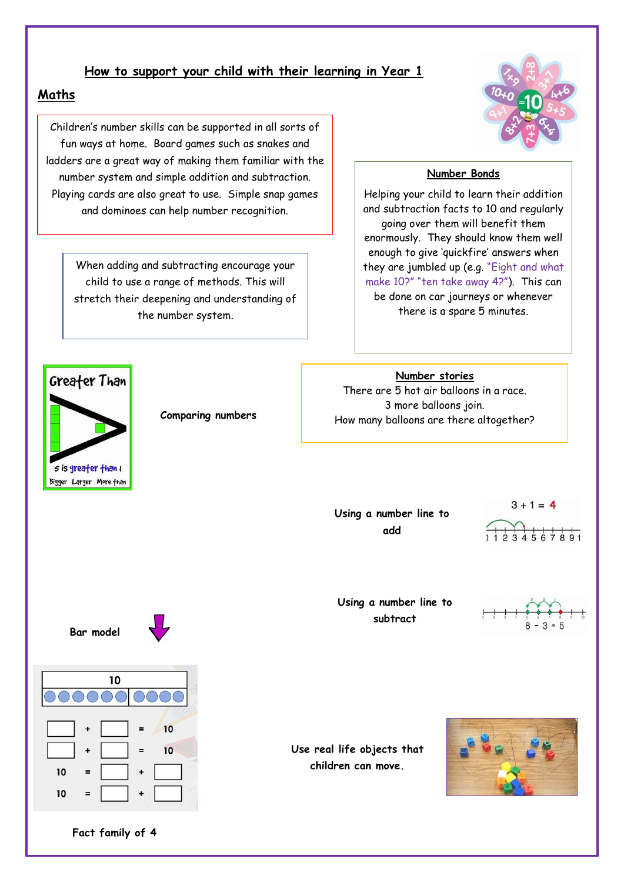# How to support your child with their learning in Year 1

## Maths

Children's number skills can be supported in all sorts of fun ways at home. Board games such as snakes and ladders are a great way of making them familiar with the number system and simple addition and subtraction. Playing cards are also great to use. Simple snap games and dominoes can help number recognition.

When adding and subtracting encourage your child to use a range of methods. This will stretch their deepening and understanding of the number system.

### Number Bonds

Helping your child to learn their addition and subtraction facts to 10 and regularly going over them will benefit them enormously. They should know them well enough to give 'quickfire' answers when they are jumbled up (e.g. "Eight and what make 10?" "ten take away 4?"). This can be done on car journeys or whenever there is a spare 5 minutes.

**Comparing numbers**

### Number stories

There are 5 hot air balloons in a race.
3 more balloons join.
How many balloons are there altogether?

**Using a number line to add**

$3 + 1 = 4$

**Using a number line to subtract**

$8 - 3 = 5$

**Bar model**

| 10 | | |
|---|---|---|
| ☐ | + ☐ | = 10 |
| ☐ | + ☐ | = 10 |
| 10 | = ☐ | + ☐ |
| 10 | = ☐ | + ☐ |

**Fact family of 4**

**Use real life objects that children can move.**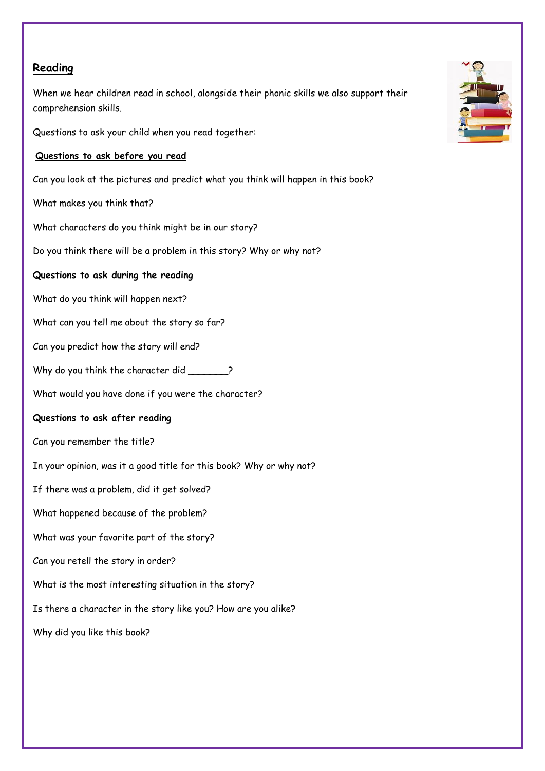## Reading

When we hear children read in school, alongside their phonic skills we also support their comprehension skills.

Questions to ask your child when you read together:

### Questions to ask before you read

Can you look at the pictures and predict what you think will happen in this book?

What makes you think that?

What characters do you think might be in our story?

Do you think there will be a problem in this story? Why or why not?

### Questions to ask during the reading

What do you think will happen next?

What can you tell me about the story so far?

Can you predict how the story will end?

Why do you think the character did _______?

What would you have done if you were the character?

### Questions to ask after reading

Can you remember the title?

In your opinion, was it a good title for this book? Why or why not?

If there was a problem, did it get solved?

What happened because of the problem?

What was your favorite part of the story?

Can you retell the story in order?

What is the most interesting situation in the story?

Is there a character in the story like you? How are you alike?

Why did you like this book?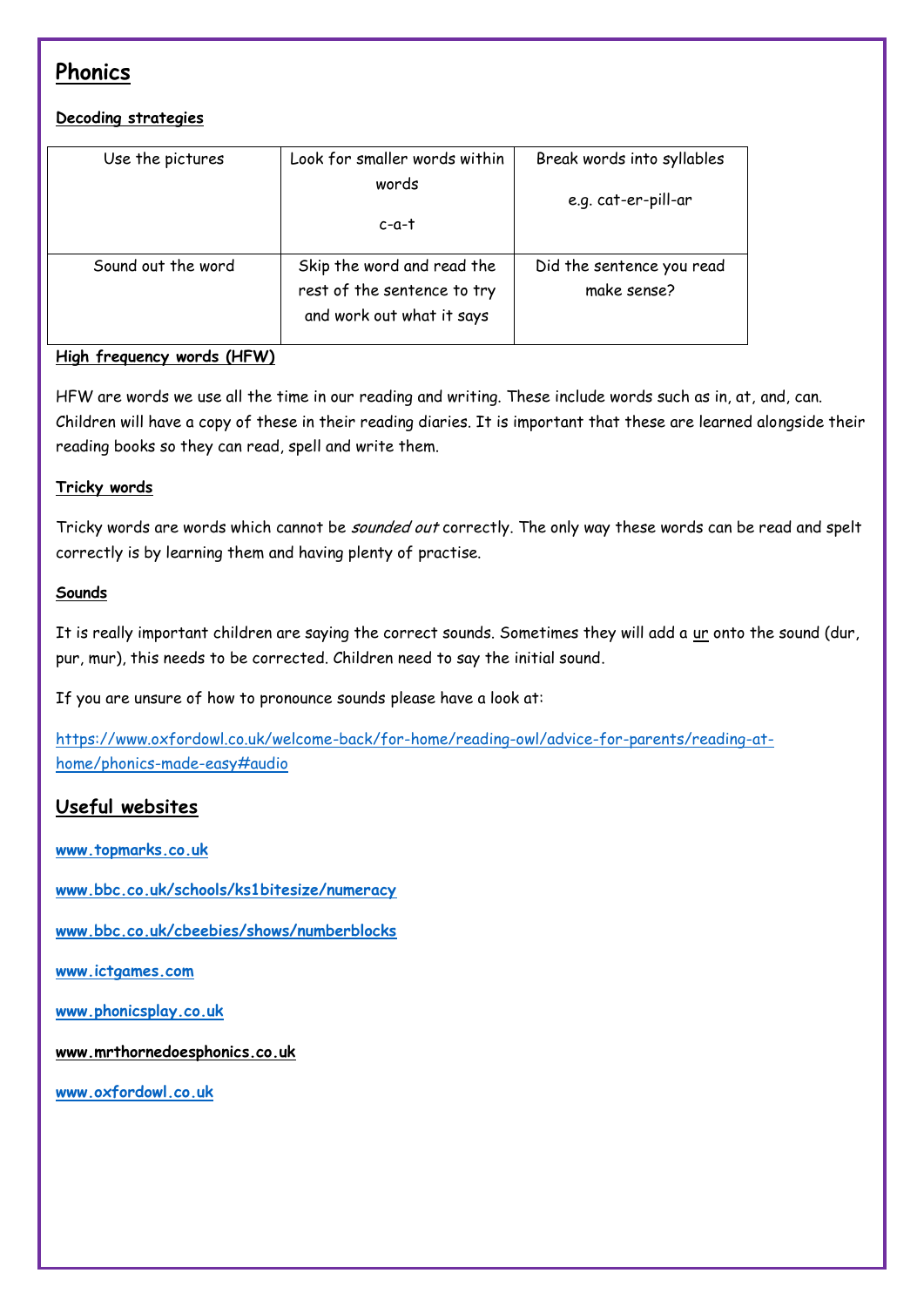## Phonics

### Decoding strategies

| Use the pictures | Look for smaller words within words c-a-t | Break words into syllables e.g. cat-er-pill-ar |
|---|---|---|
| Sound out the word | Skip the word and read the rest of the sentence to try and work out what it says | Did the sentence you read make sense? |

### High frequency words (HFW)

HFW are words we use all the time in our reading and writing. These include words such as in, at, and, can. Children will have a copy of these in their reading diaries. It is important that these are learned alongside their reading books so they can read, spell and write them.

### Tricky words

Tricky words are words which cannot be *sounded out* correctly. The only way these words can be read and spelt correctly is by learning them and having plenty of practise.

### Sounds

It is really important children are saying the correct sounds. Sometimes they will add a ur onto the sound (dur, pur, mur), this needs to be corrected. Children need to say the initial sound.

If you are unsure of how to pronounce sounds please have a look at:

https://www.oxfordowl.co.uk/welcome-back/for-home/reading-owl/advice-for-parents/reading-at-home/phonics-made-easy#audio

## Useful websites

**www.topmarks.co.uk**

**www.bbc.co.uk/schools/ks1bitesize/numeracy**

**www.bbc.co.uk/cbeebies/shows/numberblocks**

**www.ictgames.com**

**www.phonicsplay.co.uk**

**www.mrthornedoesphonics.co.uk**

**www.oxfordowl.co.uk**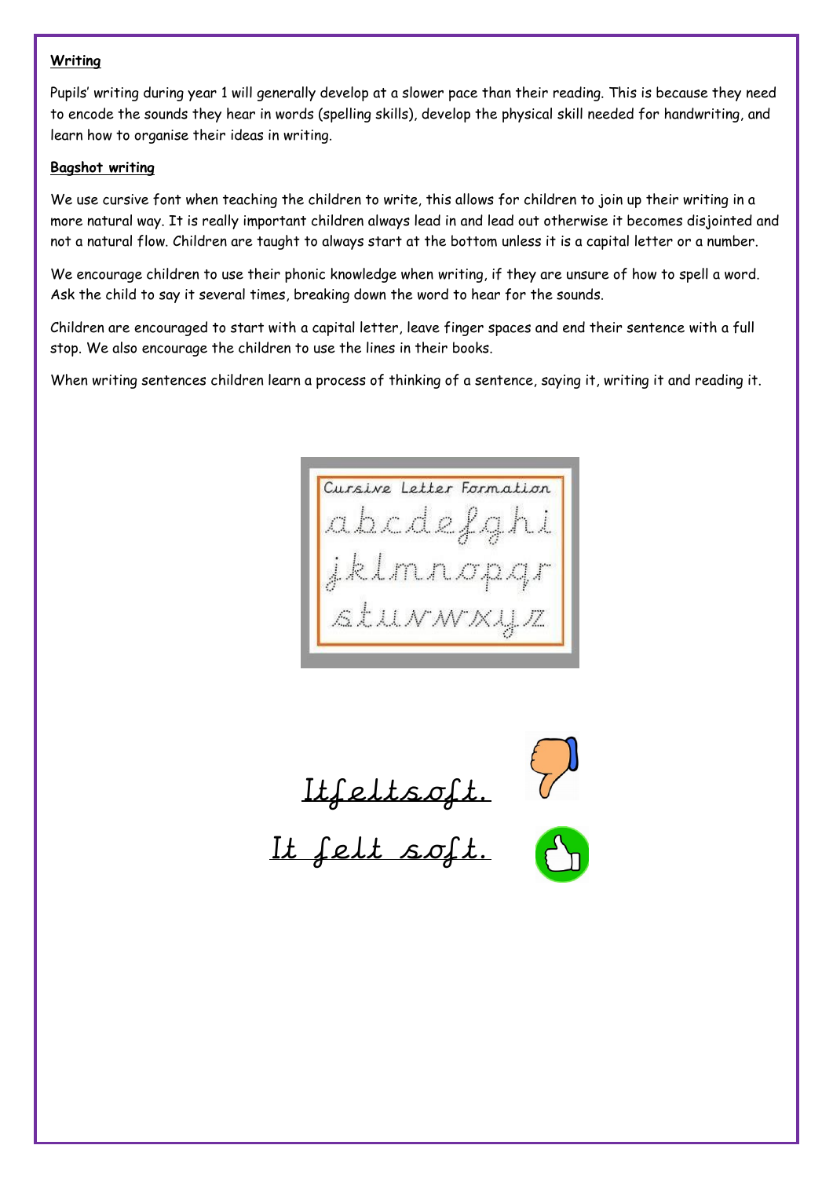## Writing

Pupils' writing during year 1 will generally develop at a slower pace than their reading. This is because they need to encode the sounds they hear in words (spelling skills), develop the physical skill needed for handwriting, and learn how to organise their ideas in writing.

## Bagshot writing

We use cursive font when teaching the children to write, this allows for children to join up their writing in a more natural way. It is really important children always lead in and lead out otherwise it becomes disjointed and not a natural flow. Children are taught to always start at the bottom unless it is a capital letter or a number.

We encourage children to use their phonic knowledge when writing, if they are unsure of how to spell a word. Ask the child to say it several times, breaking down the word to hear for the sounds.

Children are encouraged to start with a capital letter, leave finger spaces and end their sentence with a full stop. We also encourage the children to use the lines in their books.

When writing sentences children learn a process of thinking of a sentence, saying it, writing it and reading it.

Cursive Letter Formation

abcdefghi

jklmnopqr

stuvwxyz

Itfeltsoft.

It felt soft.